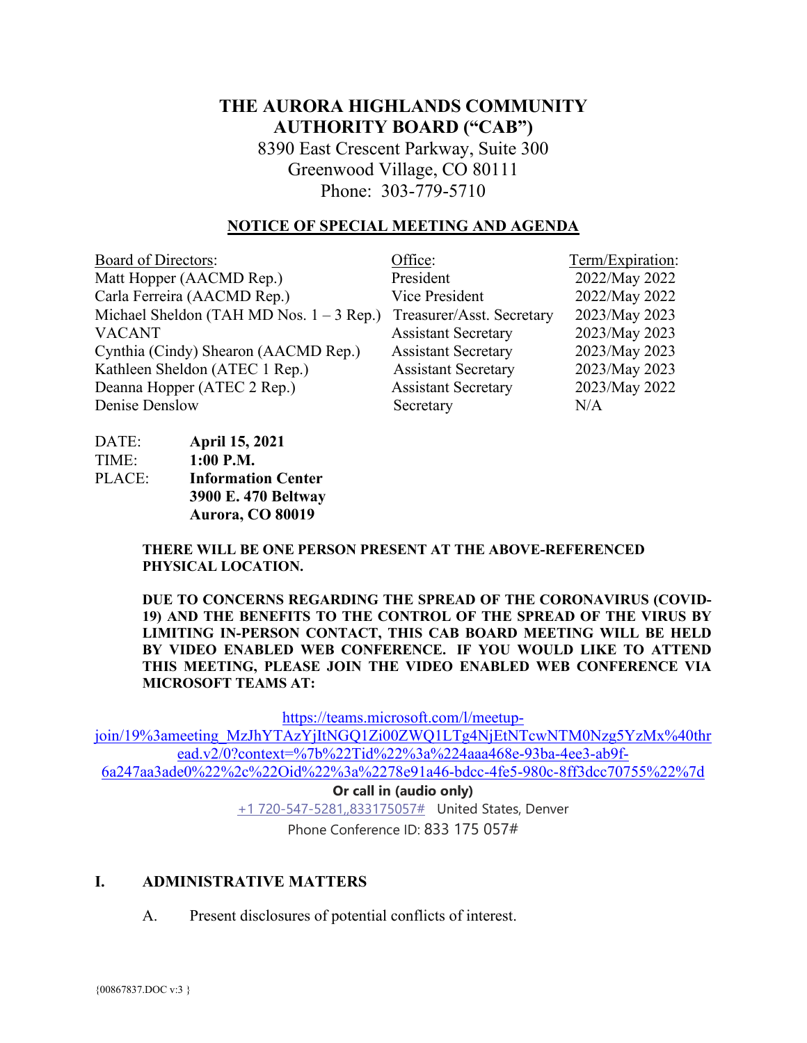# THE AURORA HIGHLANDS COMMUNITY AUTHORITY BOARD ("CAB")

8390 East Crescent Parkway, Suite 300
Greenwood Village, CO 80111
Phone: 303-779-5710

## NOTICE OF SPECIAL MEETING AND AGENDA

| Board of Directors: | Office: | Term/Expiration: |
|---|---|---|
| Matt Hopper (AACMD Rep.) | President | 2022/May 2022 |
| Carla Ferreira (AACMD Rep.) | Vice President | 2022/May 2022 |
| Michael Sheldon (TAH MD Nos. 1 – 3 Rep.) | Treasurer/Asst. Secretary | 2023/May 2023 |
| VACANT | Assistant Secretary | 2023/May 2023 |
| Cynthia (Cindy) Shearon (AACMD Rep.) | Assistant Secretary | 2023/May 2023 |
| Kathleen Sheldon (ATEC 1 Rep.) | Assistant Secretary | 2023/May 2023 |
| Deanna Hopper (ATEC 2 Rep.) | Assistant Secretary | 2023/May 2022 |
| Denise Denslow | Secretary | N/A |

DATE: **April 15, 2021**
TIME: **1:00 P.M.**
PLACE: **Information Center**
**3900 E. 470 Beltway**
**Aurora, CO 80019**

**THERE WILL BE ONE PERSON PRESENT AT THE ABOVE-REFERENCED PHYSICAL LOCATION.**

**DUE TO CONCERNS REGARDING THE SPREAD OF THE CORONAVIRUS (COVID-19) AND THE BENEFITS TO THE CONTROL OF THE SPREAD OF THE VIRUS BY LIMITING IN-PERSON CONTACT, THIS CAB BOARD MEETING WILL BE HELD BY VIDEO ENABLED WEB CONFERENCE. IF YOU WOULD LIKE TO ATTEND THIS MEETING, PLEASE JOIN THE VIDEO ENABLED WEB CONFERENCE VIA MICROSOFT TEAMS AT:**

https://teams.microsoft.com/l/meetup-join/19%3ameeting_MzJhYTAzYjItNGQ1Zi00ZWQ1LTg4NjEtNTcwNTM0Nzg5YzMx%40thread.v2/0?context=%7b%22Tid%22%3a%224aaa468e-93ba-4ee3-ab9f-6a247aa3ade0%22%2c%22Oid%22%3a%2278e91a46-bdcc-4fe5-980c-8ff3dcc70755%22%7d

**Or call in (audio only)**

+1 720-547-5281,,833175057# United States, Denver

Phone Conference ID: 833 175 057#

## I. ADMINISTRATIVE MATTERS

A. Present disclosures of potential conflicts of interest.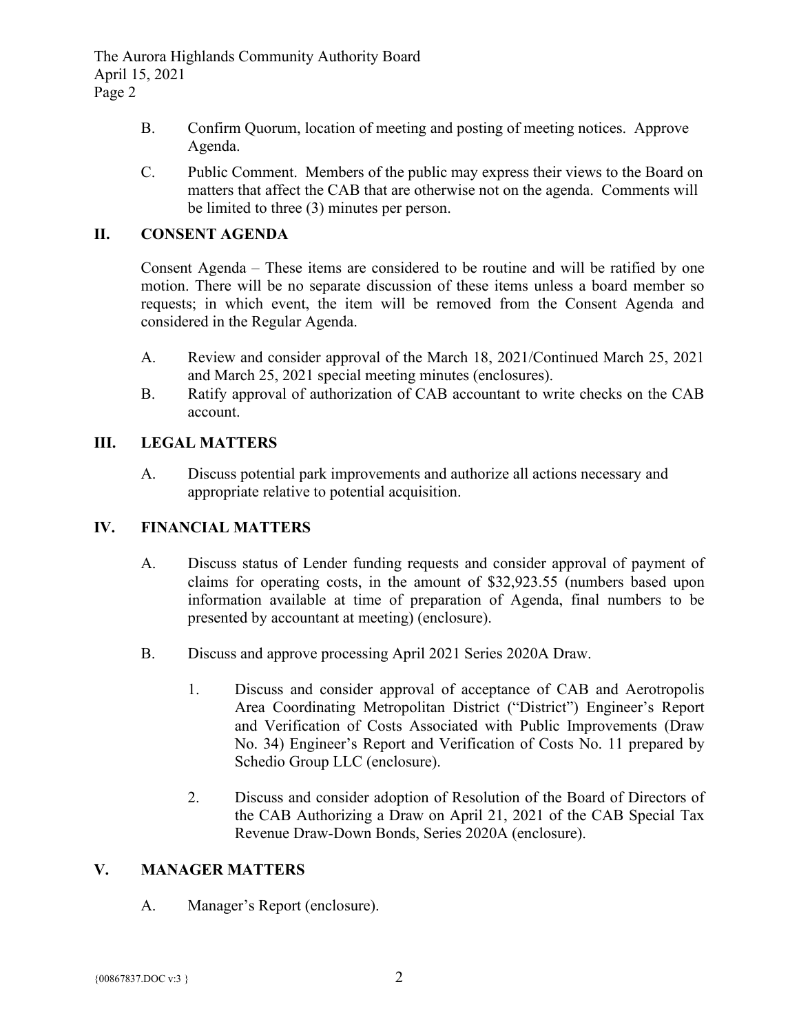B. Confirm Quorum, location of meeting and posting of meeting notices. Approve Agenda.

C. Public Comment. Members of the public may express their views to the Board on matters that affect the CAB that are otherwise not on the agenda. Comments will be limited to three (3) minutes per person.

## II. CONSENT AGENDA

Consent Agenda – These items are considered to be routine and will be ratified by one motion. There will be no separate discussion of these items unless a board member so requests; in which event, the item will be removed from the Consent Agenda and considered in the Regular Agenda.

A. Review and consider approval of the March 18, 2021/Continued March 25, 2021 and March 25, 2021 special meeting minutes (enclosures).

B. Ratify approval of authorization of CAB accountant to write checks on the CAB account.

## III. LEGAL MATTERS

A. Discuss potential park improvements and authorize all actions necessary and appropriate relative to potential acquisition.

## IV. FINANCIAL MATTERS

A. Discuss status of Lender funding requests and consider approval of payment of claims for operating costs, in the amount of $32,923.55 (numbers based upon information available at time of preparation of Agenda, final numbers to be presented by accountant at meeting) (enclosure).

B. Discuss and approve processing April 2021 Series 2020A Draw.

1. Discuss and consider approval of acceptance of CAB and Aerotropolis Area Coordinating Metropolitan District ("District") Engineer's Report and Verification of Costs Associated with Public Improvements (Draw No. 34) Engineer's Report and Verification of Costs No. 11 prepared by Schedio Group LLC (enclosure).

2. Discuss and consider adoption of Resolution of the Board of Directors of the CAB Authorizing a Draw on April 21, 2021 of the CAB Special Tax Revenue Draw-Down Bonds, Series 2020A (enclosure).

## V. MANAGER MATTERS

A. Manager's Report (enclosure).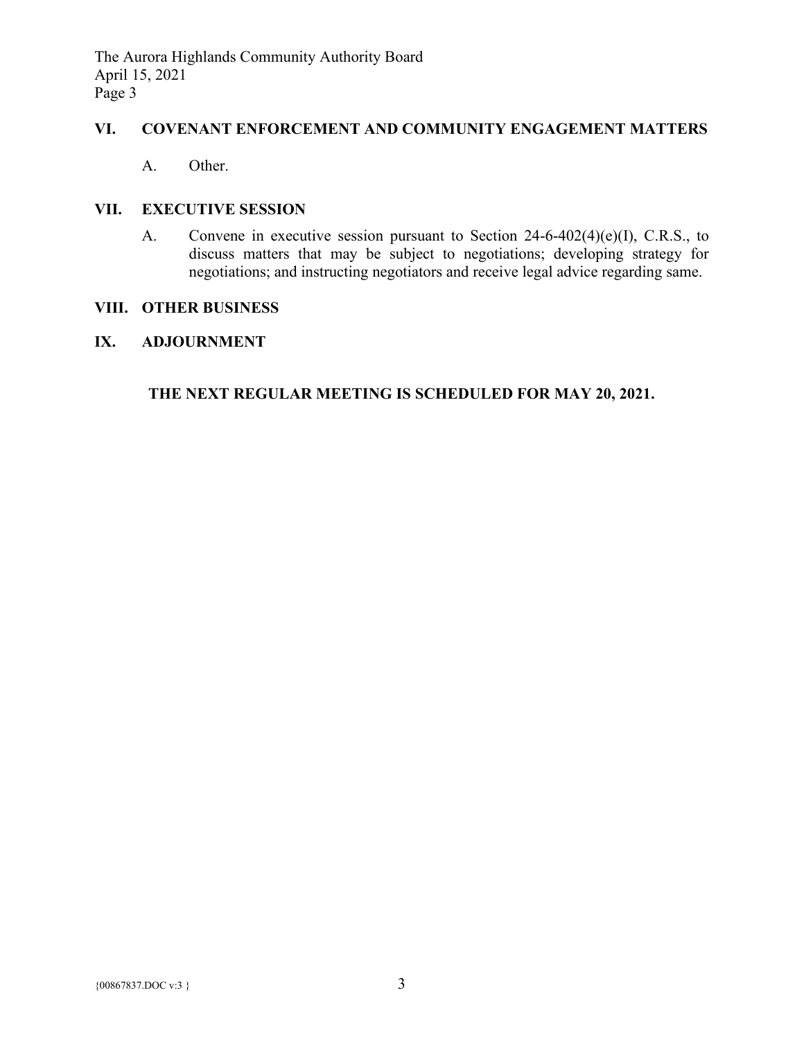## VI. COVENANT ENFORCEMENT AND COMMUNITY ENGAGEMENT MATTERS

A. Other.

## VII. EXECUTIVE SESSION

A. Convene in executive session pursuant to Section 24-6-402(4)(e)(I), C.R.S., to discuss matters that may be subject to negotiations; developing strategy for negotiations; and instructing negotiators and receive legal advice regarding same.

## VIII. OTHER BUSINESS

## IX. ADJOURNMENT

**THE NEXT REGULAR MEETING IS SCHEDULED FOR MAY 20, 2021.**